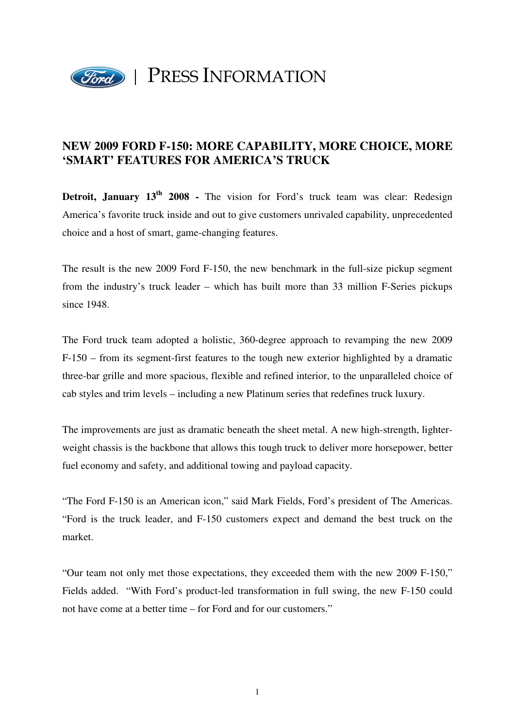PRESS INFORMATION

# NEW 2009 FORD F-150: MORE CAPABILITY, MORE CHOICE, MORE 'SMART' FEATURES FOR AMERICA'S TRUCK

**Detroit, January 13th 2008 -** The vision for Ford's truck team was clear: Redesign America's favorite truck inside and out to give customers unrivaled capability, unprecedented choice and a host of smart, game-changing features.

The result is the new 2009 Ford F-150, the new benchmark in the full-size pickup segment from the industry's truck leader – which has built more than 33 million F-Series pickups since 1948.

The Ford truck team adopted a holistic, 360-degree approach to revamping the new 2009 F-150 – from its segment-first features to the tough new exterior highlighted by a dramatic three-bar grille and more spacious, flexible and refined interior, to the unparalleled choice of cab styles and trim levels – including a new Platinum series that redefines truck luxury.

The improvements are just as dramatic beneath the sheet metal. A new high-strength, lighter-weight chassis is the backbone that allows this tough truck to deliver more horsepower, better fuel economy and safety, and additional towing and payload capacity.

"The Ford F-150 is an American icon," said Mark Fields, Ford's president of The Americas. "Ford is the truck leader, and F-150 customers expect and demand the best truck on the market.

"Our team not only met those expectations, they exceeded them with the new 2009 F-150," Fields added. "With Ford's product-led transformation in full swing, the new F-150 could not have come at a better time – for Ford and for our customers."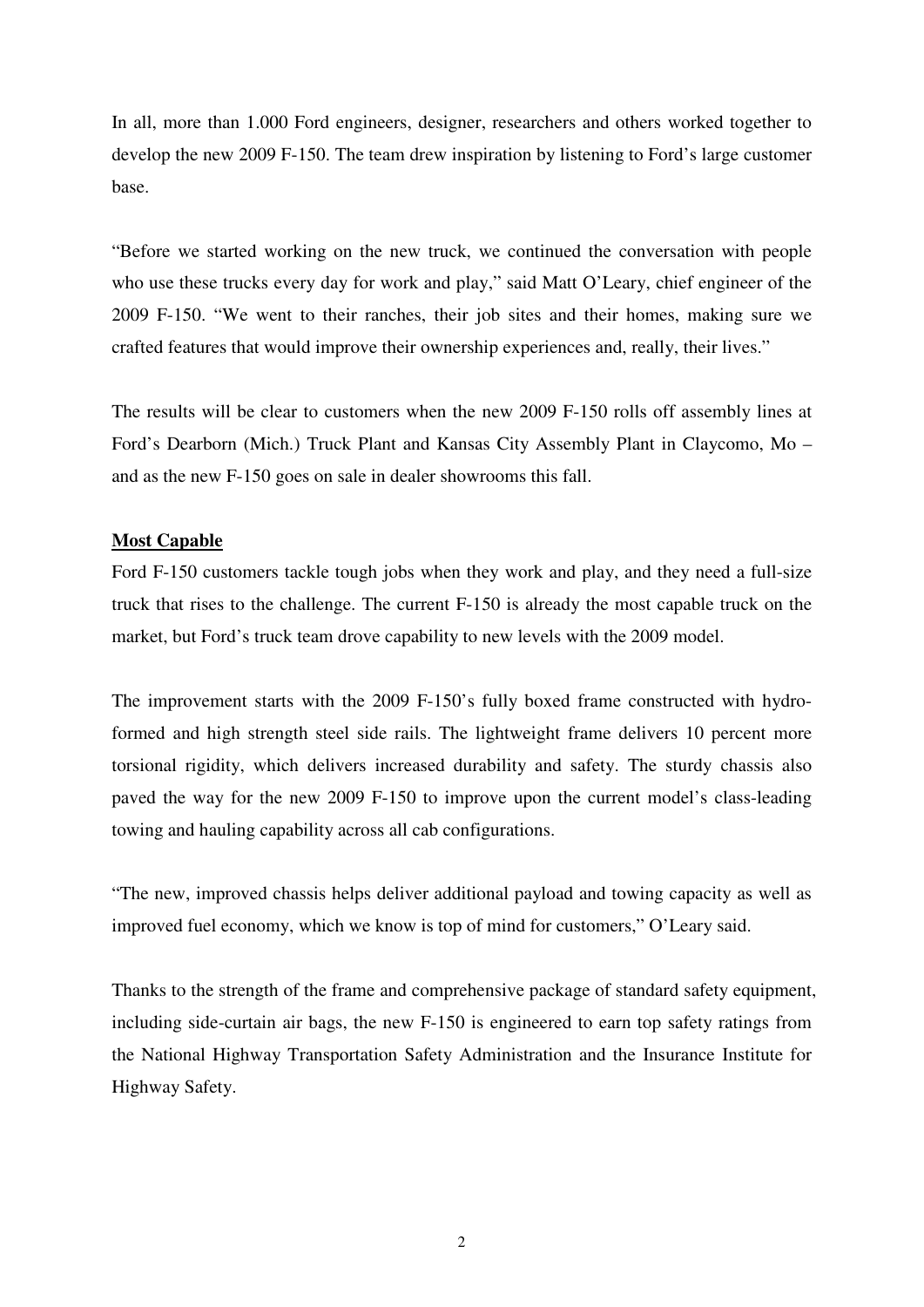In all, more than 1.000 Ford engineers, designer, researchers and others worked together to develop the new 2009 F-150. The team drew inspiration by listening to Ford's large customer base.

"Before we started working on the new truck, we continued the conversation with people who use these trucks every day for work and play," said Matt O'Leary, chief engineer of the 2009 F-150. "We went to their ranches, their job sites and their homes, making sure we crafted features that would improve their ownership experiences and, really, their lives."

The results will be clear to customers when the new 2009 F-150 rolls off assembly lines at Ford's Dearborn (Mich.) Truck Plant and Kansas City Assembly Plant in Claycomo, Mo – and as the new F-150 goes on sale in dealer showrooms this fall.

**Most Capable**

Ford F-150 customers tackle tough jobs when they work and play, and they need a full-size truck that rises to the challenge. The current F-150 is already the most capable truck on the market, but Ford's truck team drove capability to new levels with the 2009 model.

The improvement starts with the 2009 F-150's fully boxed frame constructed with hydro-formed and high strength steel side rails. The lightweight frame delivers 10 percent more torsional rigidity, which delivers increased durability and safety. The sturdy chassis also paved the way for the new 2009 F-150 to improve upon the current model's class-leading towing and hauling capability across all cab configurations.

"The new, improved chassis helps deliver additional payload and towing capacity as well as improved fuel economy, which we know is top of mind for customers," O'Leary said.

Thanks to the strength of the frame and comprehensive package of standard safety equipment, including side-curtain air bags, the new F-150 is engineered to earn top safety ratings from the National Highway Transportation Safety Administration and the Insurance Institute for Highway Safety.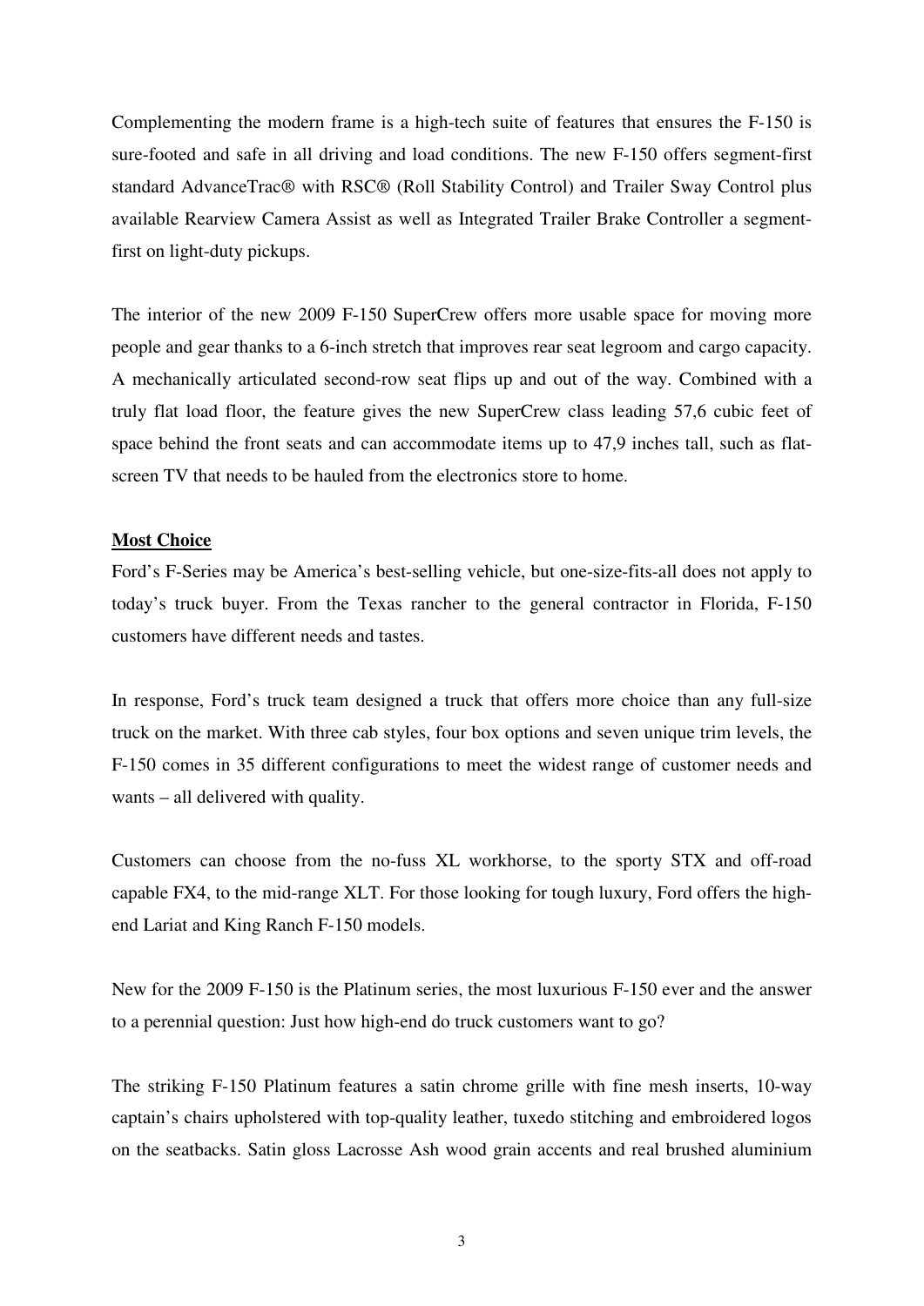Complementing the modern frame is a high-tech suite of features that ensures the F-150 is sure-footed and safe in all driving and load conditions. The new F-150 offers segment-first standard AdvanceTrac® with RSC® (Roll Stability Control) and Trailer Sway Control plus available Rearview Camera Assist as well as Integrated Trailer Brake Controller a segment-first on light-duty pickups.

The interior of the new 2009 F-150 SuperCrew offers more usable space for moving more people and gear thanks to a 6-inch stretch that improves rear seat legroom and cargo capacity. A mechanically articulated second-row seat flips up and out of the way. Combined with a truly flat load floor, the feature gives the new SuperCrew class leading 57,6 cubic feet of space behind the front seats and can accommodate items up to 47,9 inches tall, such as flat-screen TV that needs to be hauled from the electronics store to home.

**Most Choice**

Ford's F-Series may be America's best-selling vehicle, but one-size-fits-all does not apply to today's truck buyer. From the Texas rancher to the general contractor in Florida, F-150 customers have different needs and tastes.

In response, Ford's truck team designed a truck that offers more choice than any full-size truck on the market. With three cab styles, four box options and seven unique trim levels, the F-150 comes in 35 different configurations to meet the widest range of customer needs and wants – all delivered with quality.

Customers can choose from the no-fuss XL workhorse, to the sporty STX and off-road capable FX4, to the mid-range XLT. For those looking for tough luxury, Ford offers the high-end Lariat and King Ranch F-150 models.

New for the 2009 F-150 is the Platinum series, the most luxurious F-150 ever and the answer to a perennial question: Just how high-end do truck customers want to go?

The striking F-150 Platinum features a satin chrome grille with fine mesh inserts, 10-way captain's chairs upholstered with top-quality leather, tuxedo stitching and embroidered logos on the seatbacks. Satin gloss Lacrosse Ash wood grain accents and real brushed aluminium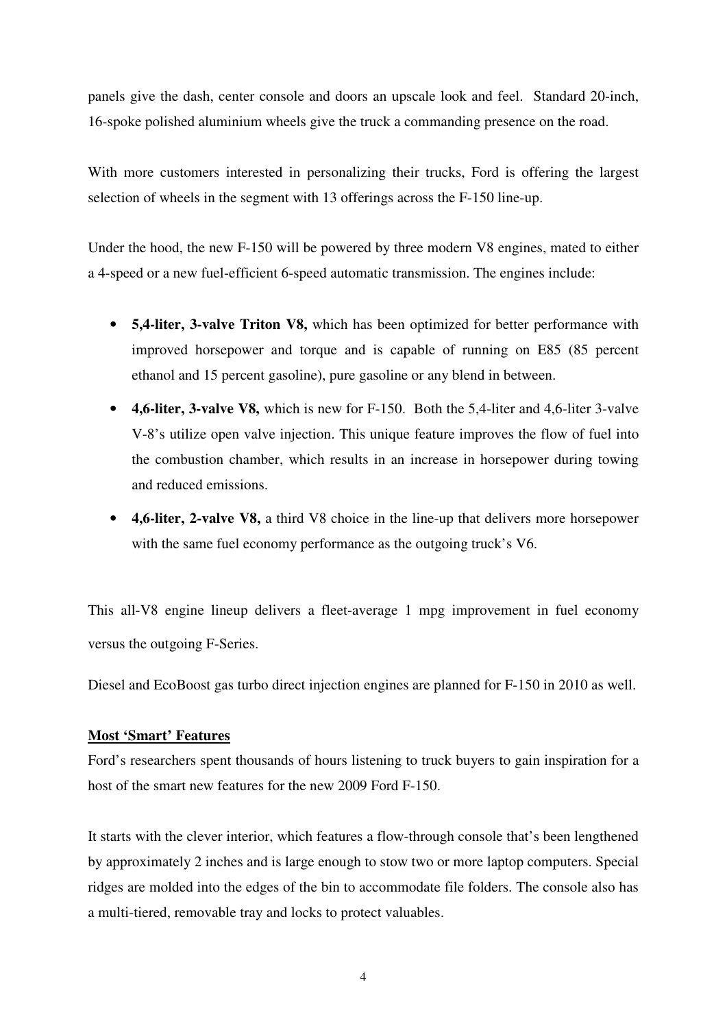panels give the dash, center console and doors an upscale look and feel. Standard 20-inch, 16-spoke polished aluminium wheels give the truck a commanding presence on the road.

With more customers interested in personalizing their trucks, Ford is offering the largest selection of wheels in the segment with 13 offerings across the F-150 line-up.

Under the hood, the new F-150 will be powered by three modern V8 engines, mated to either a 4-speed or a new fuel-efficient 6-speed automatic transmission. The engines include:

- **5,4-liter, 3-valve Triton V8,** which has been optimized for better performance with improved horsepower and torque and is capable of running on E85 (85 percent ethanol and 15 percent gasoline), pure gasoline or any blend in between.
- **4,6-liter, 3-valve V8,** which is new for F-150. Both the 5,4-liter and 4,6-liter 3-valve V-8's utilize open valve injection. This unique feature improves the flow of fuel into the combustion chamber, which results in an increase in horsepower during towing and reduced emissions.
- **4,6-liter, 2-valve V8,** a third V8 choice in the line-up that delivers more horsepower with the same fuel economy performance as the outgoing truck's V6.

This all-V8 engine lineup delivers a fleet-average 1 mpg improvement in fuel economy versus the outgoing F-Series.

Diesel and EcoBoost gas turbo direct injection engines are planned for F-150 in 2010 as well.

**<u>Most 'Smart' Features</u>**

Ford's researchers spent thousands of hours listening to truck buyers to gain inspiration for a host of the smart new features for the new 2009 Ford F-150.

It starts with the clever interior, which features a flow-through console that's been lengthened by approximately 2 inches and is large enough to stow two or more laptop computers. Special ridges are molded into the edges of the bin to accommodate file folders. The console also has a multi-tiered, removable tray and locks to protect valuables.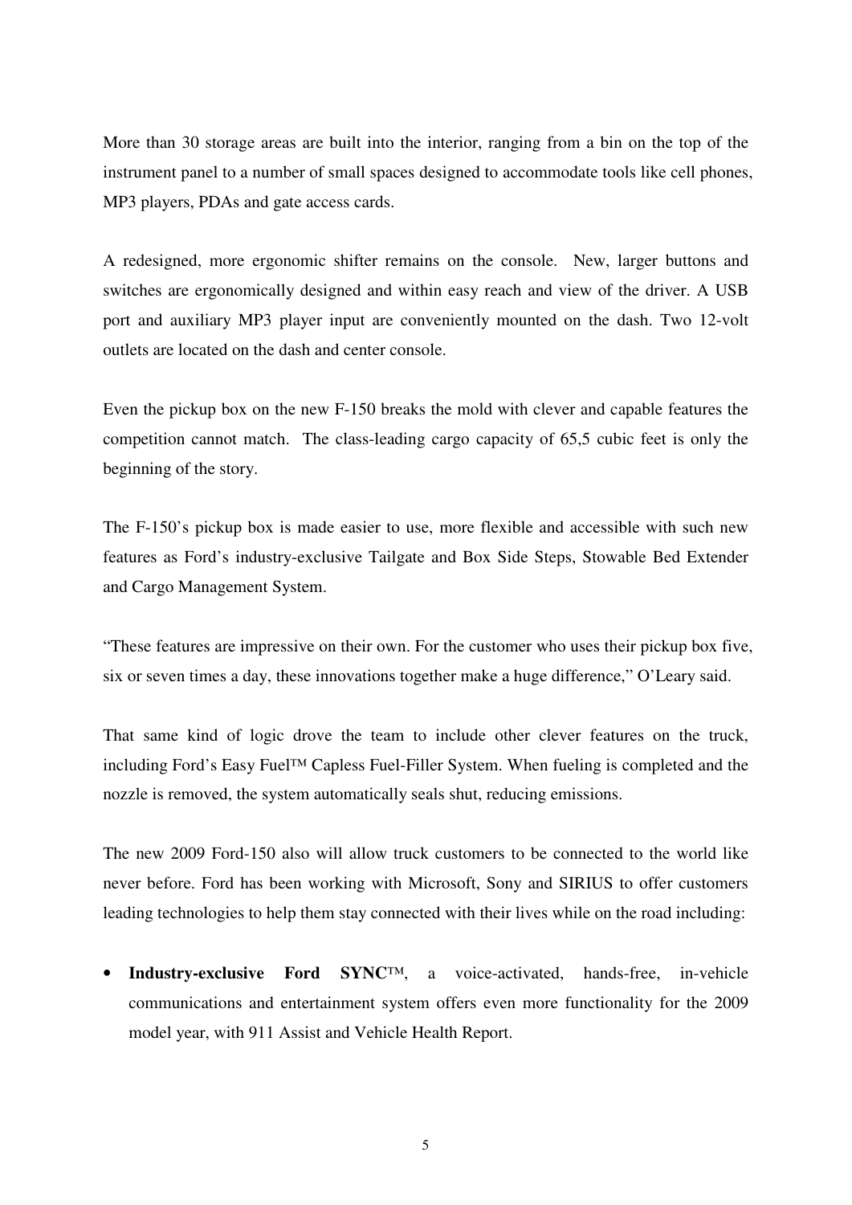More than 30 storage areas are built into the interior, ranging from a bin on the top of the instrument panel to a number of small spaces designed to accommodate tools like cell phones, MP3 players, PDAs and gate access cards.

A redesigned, more ergonomic shifter remains on the console. New, larger buttons and switches are ergonomically designed and within easy reach and view of the driver. A USB port and auxiliary MP3 player input are conveniently mounted on the dash. Two 12-volt outlets are located on the dash and center console.

Even the pickup box on the new F-150 breaks the mold with clever and capable features the competition cannot match. The class-leading cargo capacity of 65,5 cubic feet is only the beginning of the story.

The F-150's pickup box is made easier to use, more flexible and accessible with such new features as Ford's industry-exclusive Tailgate and Box Side Steps, Stowable Bed Extender and Cargo Management System.

"These features are impressive on their own. For the customer who uses their pickup box five, six or seven times a day, these innovations together make a huge difference," O'Leary said.

That same kind of logic drove the team to include other clever features on the truck, including Ford's Easy Fuel™ Capless Fuel-Filler System. When fueling is completed and the nozzle is removed, the system automatically seals shut, reducing emissions.

The new 2009 Ford-150 also will allow truck customers to be connected to the world like never before. Ford has been working with Microsoft, Sony and SIRIUS to offer customers leading technologies to help them stay connected with their lives while on the road including:

- **Industry-exclusive Ford SYNC**™, a voice-activated, hands-free, in-vehicle communications and entertainment system offers even more functionality for the 2009 model year, with 911 Assist and Vehicle Health Report.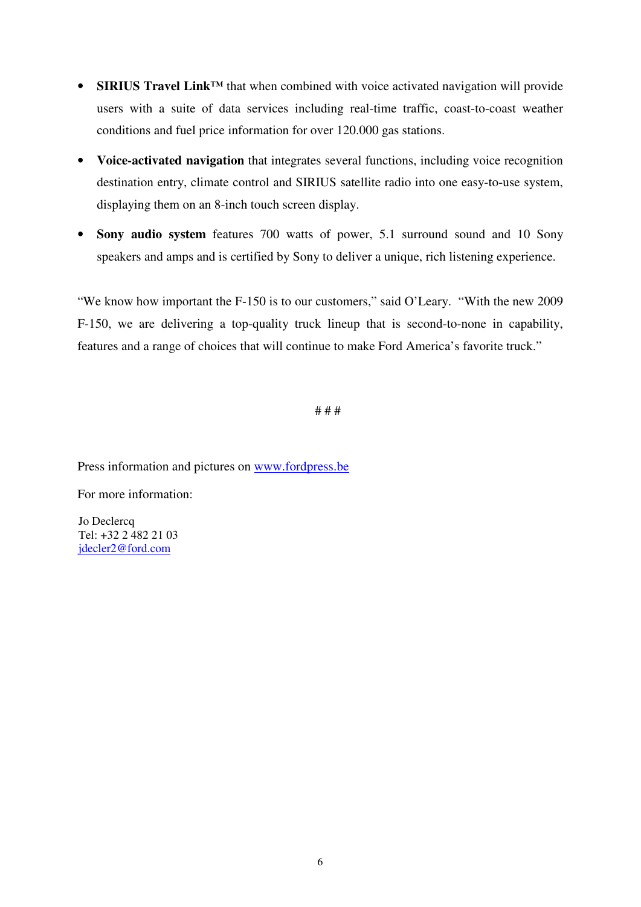- **SIRIUS Travel Link™** that when combined with voice activated navigation will provide users with a suite of data services including real-time traffic, coast-to-coast weather conditions and fuel price information for over 120.000 gas stations.
- **Voice-activated navigation** that integrates several functions, including voice recognition destination entry, climate control and SIRIUS satellite radio into one easy-to-use system, displaying them on an 8-inch touch screen display.
- **Sony audio system** features 700 watts of power, 5.1 surround sound and 10 Sony speakers and amps and is certified by Sony to deliver a unique, rich listening experience.

"We know how important the F-150 is to our customers," said O'Leary. "With the new 2009 F-150, we are delivering a top-quality truck lineup that is second-to-none in capability, features and a range of choices that will continue to make Ford America's favorite truck."

# # #

Press information and pictures on [www.fordpress.be](http://www.fordpress.be)

For more information:

Jo Declercq
Tel: +32 2 482 21 03
[jdecler2@ford.com](mailto:jdecler2@ford.com)